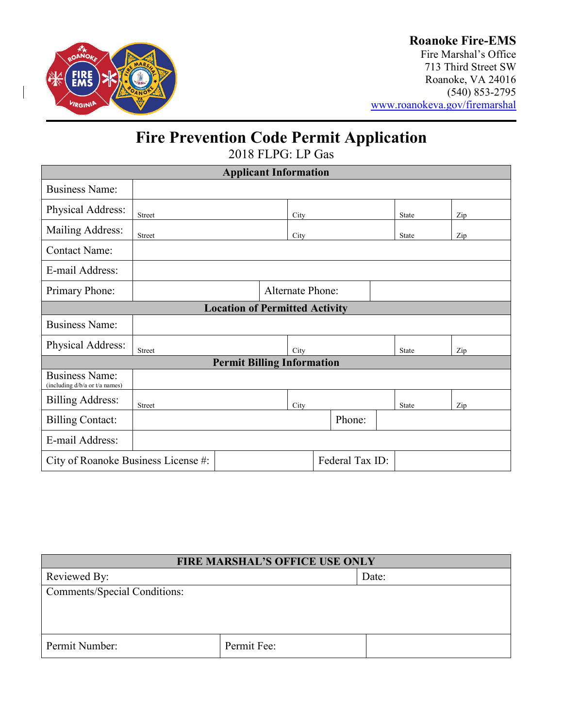**Roanoke Fire-EMS**
Fire Marshal's Office
713 Third Street SW
Roanoke, VA 24016
(540) 853-2795
www.roanokeva.gov/firemarshal

# Fire Prevention Code Permit Application

2018 FLPG: LP Gas

| Applicant Information | | | | |
|---|---|---|---|---|
| Business Name: | | | | |
| Physical Address: | Street | City | State | Zip |
| Mailing Address: | Street | City | State | Zip |
| Contact Name: | | | | |
| E-mail Address: | | | | |
| Primary Phone: | | Alternate Phone: | | |
| **Location of Permitted Activity** | | | | |
| Business Name: | | | | |
| Physical Address: | Street | City | State | Zip |
| **Permit Billing Information** | | | | |
| Business Name: (including d/b/a or t/a names) | | | | |
| Billing Address: | Street | City | State | Zip |
| Billing Contact: | | Phone: | | |
| E-mail Address: | | | | |
| City of Roanoke Business License #: | | Federal Tax ID: | | |

| FIRE MARSHAL'S OFFICE USE ONLY | | |
|---|---|---|
| Reviewed By: | | Date: |
| Comments/Special Conditions: | | |
| Permit Number: | Permit Fee: | |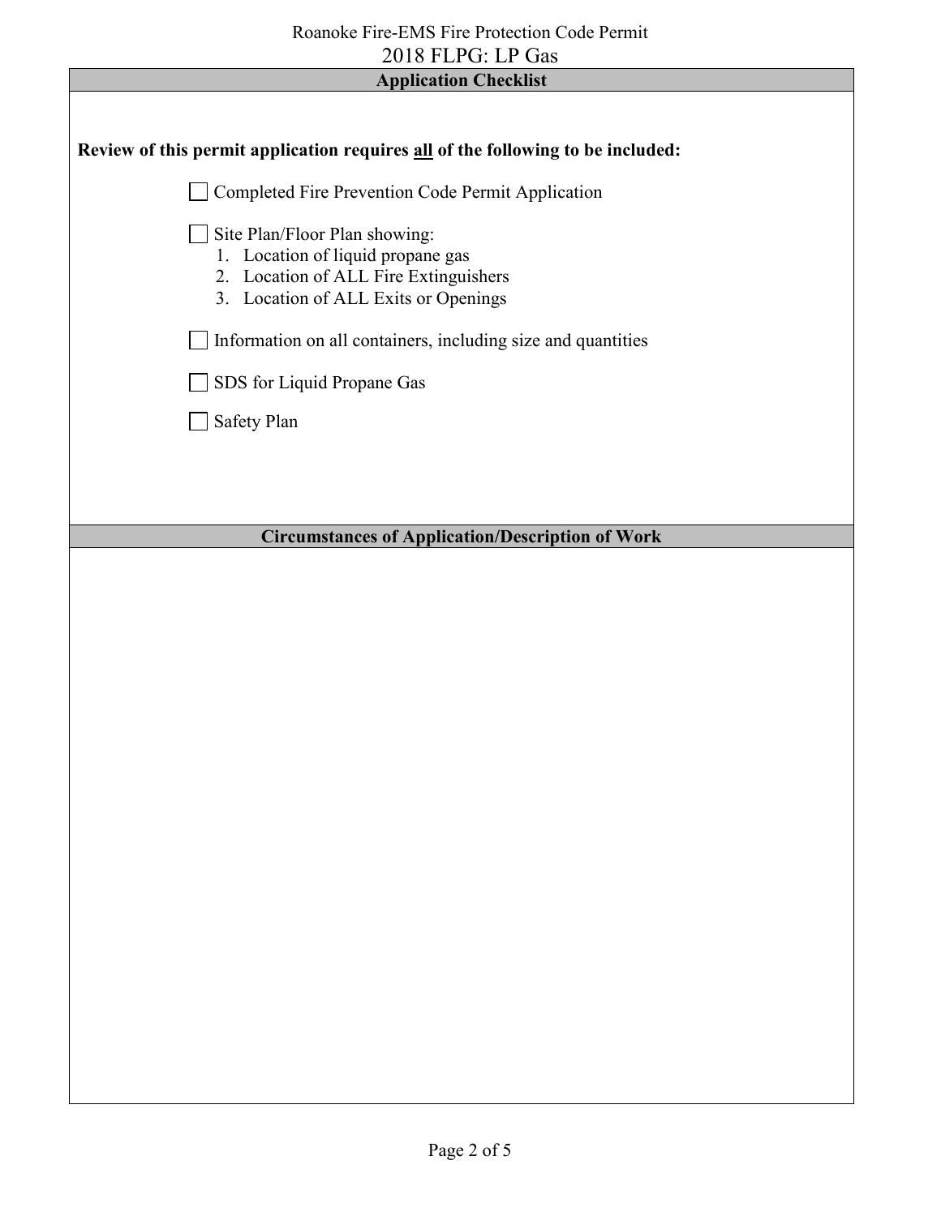## Application Checklist

**Review of this permit application requires all of the following to be included:**

- [ ] Completed Fire Prevention Code Permit Application
- [ ] Site Plan/Floor Plan showing:
    1. Location of liquid propane gas
    2. Location of ALL Fire Extinguishers
    3. Location of ALL Exits or Openings
- [ ] Information on all containers, including size and quantities
- [ ] SDS for Liquid Propane Gas
- [ ] Safety Plan

## Circumstances of Application/Description of Work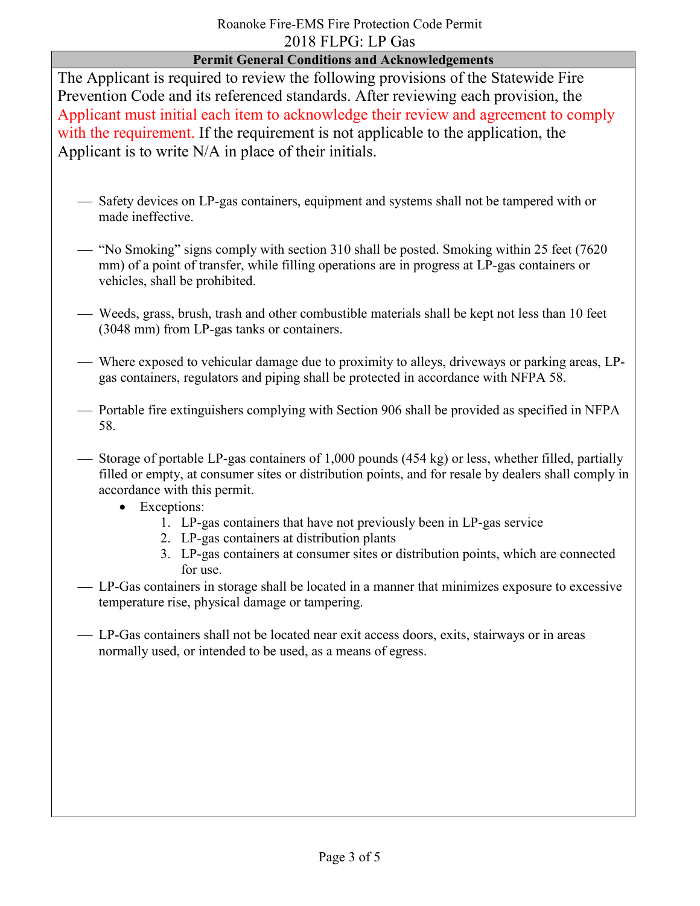## Permit General Conditions and Acknowledgements

The Applicant is required to review the following provisions of the Statewide Fire Prevention Code and its referenced standards. After reviewing each provision, the Applicant must initial each item to acknowledge their review and agreement to comply with the requirement. If the requirement is not applicable to the application, the Applicant is to write N/A in place of their initials.

___ Safety devices on LP-gas containers, equipment and systems shall not be tampered with or made ineffective.

___ "No Smoking" signs comply with section 310 shall be posted. Smoking within 25 feet (7620 mm) of a point of transfer, while filling operations are in progress at LP-gas containers or vehicles, shall be prohibited.

___ Weeds, grass, brush, trash and other combustible materials shall be kept not less than 10 feet (3048 mm) from LP-gas tanks or containers.

___ Where exposed to vehicular damage due to proximity to alleys, driveways or parking areas, LP-gas containers, regulators and piping shall be protected in accordance with NFPA 58.

___ Portable fire extinguishers complying with Section 906 shall be provided as specified in NFPA 58.

___ Storage of portable LP-gas containers of 1,000 pounds (454 kg) or less, whether filled, partially filled or empty, at consumer sites or distribution points, and for resale by dealers shall comply in accordance with this permit.

- Exceptions:
  1. LP-gas containers that have not previously been in LP-gas service
  2. LP-gas containers at distribution plants
  3. LP-gas containers at consumer sites or distribution points, which are connected for use.

___ LP-Gas containers in storage shall be located in a manner that minimizes exposure to excessive temperature rise, physical damage or tampering.

___ LP-Gas containers shall not be located near exit access doors, exits, stairways or in areas normally used, or intended to be used, as a means of egress.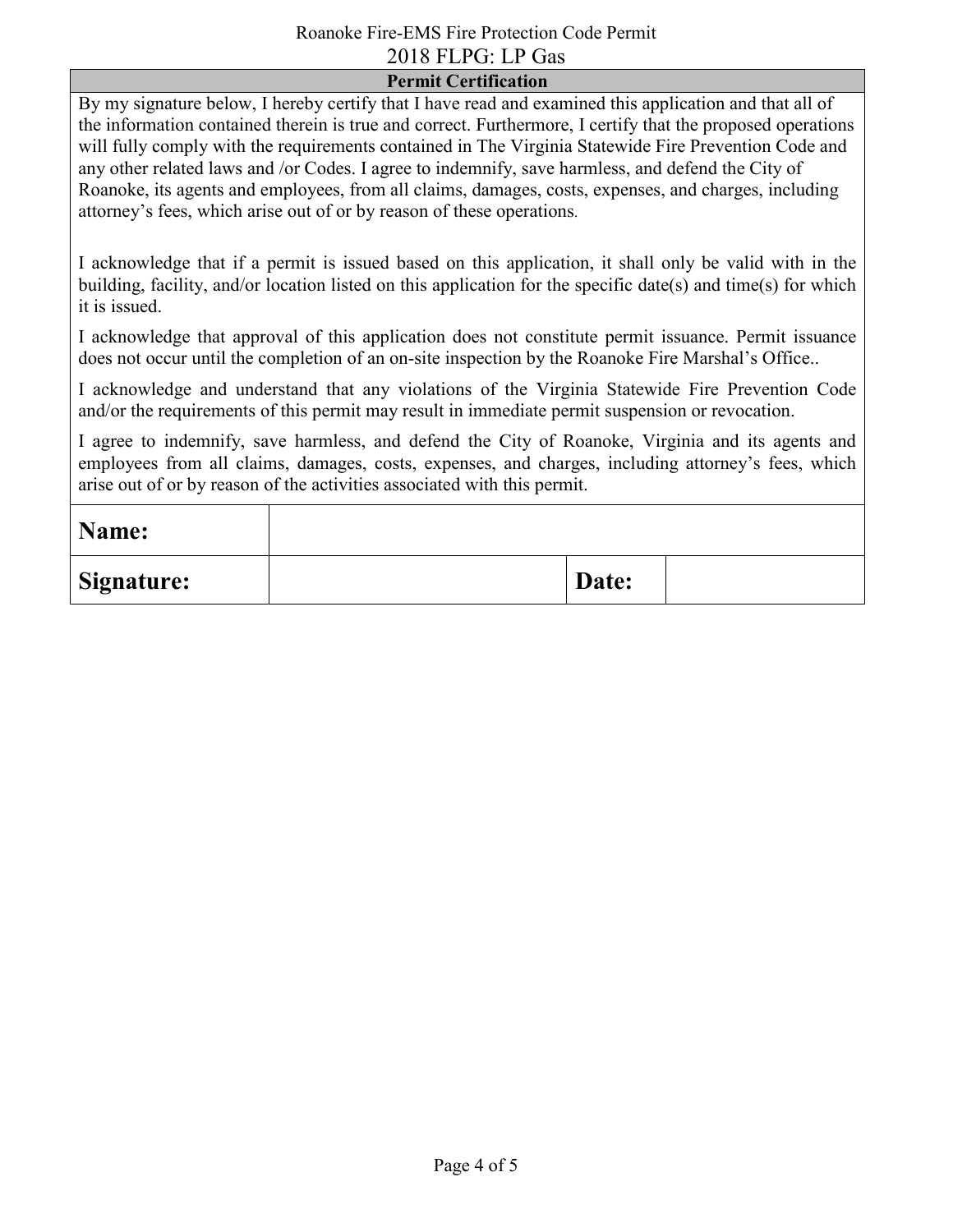## Permit Certification

By my signature below, I hereby certify that I have read and examined this application and that all of the information contained therein is true and correct. Furthermore, I certify that the proposed operations will fully comply with the requirements contained in The Virginia Statewide Fire Prevention Code and any other related laws and /or Codes. I agree to indemnify, save harmless, and defend the City of Roanoke, its agents and employees, from all claims, damages, costs, expenses, and charges, including attorney's fees, which arise out of or by reason of these operations.

I acknowledge that if a permit is issued based on this application, it shall only be valid with in the building, facility, and/or location listed on this application for the specific date(s) and time(s) for which it is issued.

I acknowledge that approval of this application does not constitute permit issuance. Permit issuance does not occur until the completion of an on-site inspection by the Roanoke Fire Marshal's Office..

I acknowledge and understand that any violations of the Virginia Statewide Fire Prevention Code and/or the requirements of this permit may result in immediate permit suspension or revocation.

I agree to indemnify, save harmless, and defend the City of Roanoke, Virginia and its agents and employees from all claims, damages, costs, expenses, and charges, including attorney's fees, which arise out of or by reason of the activities associated with this permit.

| **Name:** | | | |
|---|---|---|---|
| **Signature:** | | **Date:** | |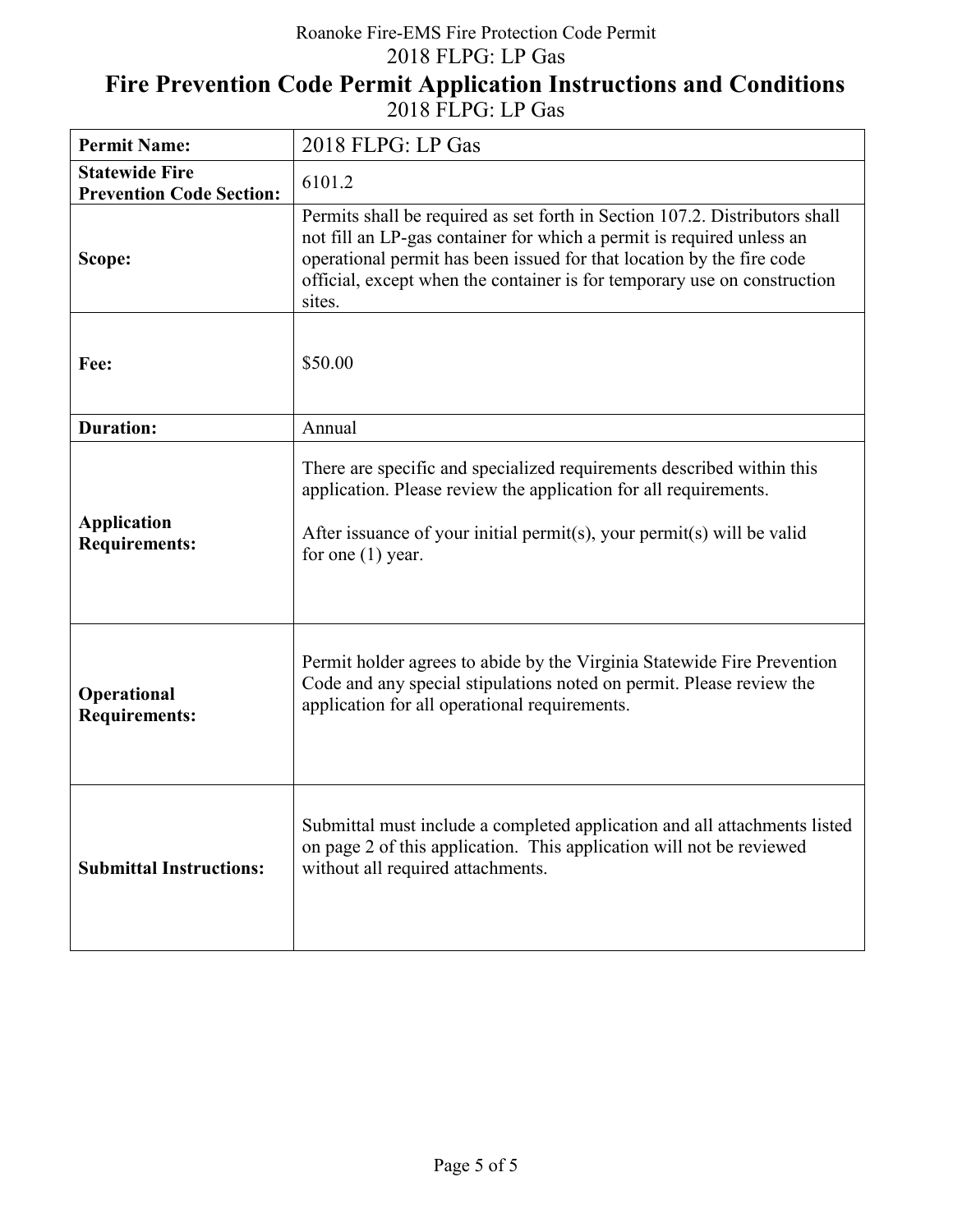Roanoke Fire-EMS Fire Protection Code Permit
2018 FLPG: LP Gas

# Fire Prevention Code Permit Application Instructions and Conditions

2018 FLPG: LP Gas

| | |
|---|---|
| **Permit Name:** | 2018 FLPG: LP Gas |
| **Statewide Fire Prevention Code Section:** | 6101.2 |
| **Scope:** | Permits shall be required as set forth in Section 107.2. Distributors shall not fill an LP-gas container for which a permit is required unless an operational permit has been issued for that location by the fire code official, except when the container is for temporary use on construction sites. |
| **Fee:** | $50.00 |
| **Duration:** | Annual |
| **Application Requirements:** | There are specific and specialized requirements described within this application. Please review the application for all requirements.<br><br>After issuance of your initial permit(s), your permit(s) will be valid for one (1) year. |
| **Operational Requirements:** | Permit holder agrees to abide by the Virginia Statewide Fire Prevention Code and any special stipulations noted on permit. Please review the application for all operational requirements. |
| **Submittal Instructions:** | Submittal must include a completed application and all attachments listed on page 2 of this application. This application will not be reviewed without all required attachments. |